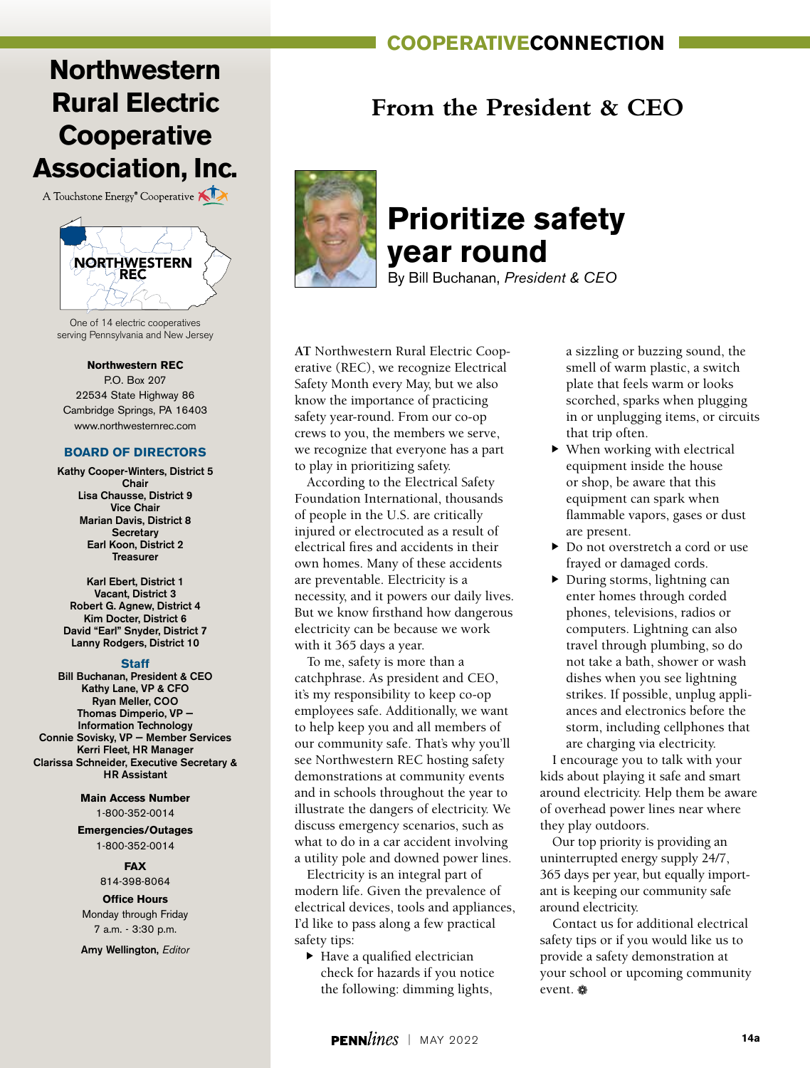# Northwestern Rural Electric Cooperative Association, Inc.

A Touchstone Energy® Cooperative

NORTHWESTERN REC

One of 14 electric cooperatives serving Pennsylvania and New Jersey

**Northwestern REC**
P.O. Box 207
22534 State Highway 86
Cambridge Springs, PA 16403
www.northwesternrec.com

**BOARD OF DIRECTORS**

**Kathy Cooper-Winters, District 5**
**Chair**
**Lisa Chausse, District 9**
**Vice Chair**
**Marian Davis, District 8**
**Secretary**
**Earl Koon, District 2**
**Treasurer**

**Karl Ebert, District 1**
**Vacant, District 3**
**Robert G. Agnew, District 4**
**Kim Docter, District 6**
**David "Earl" Snyder, District 7**
**Lanny Rodgers, District 10**

**Staff**

**Bill Buchanan, President & CEO**
**Kathy Lane, VP & CFO**
**Ryan Meller, COO**
**Thomas Dimperio, VP – Information Technology**
**Connie Sovisky, VP – Member Services**
**Kerri Fleet, HR Manager**
**Clarissa Schneider, Executive Secretary & HR Assistant**

**Main Access Number**
1-800-352-0014

**Emergencies/Outages**
1-800-352-0014

**FAX**
814-398-8064

**Office Hours**
Monday through Friday
7 a.m. - 3:30 p.m.

**Amy Wellington,** *Editor*

## From the President & CEO

# Prioritize safety year round

By Bill Buchanan, *President & CEO*

**AT** Northwestern Rural Electric Cooperative (REC), we recognize Electrical Safety Month every May, but we also know the importance of practicing safety year-round. From our co-op crews to you, the members we serve, we recognize that everyone has a part to play in prioritizing safety.

According to the Electrical Safety Foundation International, thousands of people in the U.S. are critically injured or electrocuted as a result of electrical fires and accidents in their own homes. Many of these accidents are preventable. Electricity is a necessity, and it powers our daily lives. But we know firsthand how dangerous electricity can be because we work with it 365 days a year.

To me, safety is more than a catchphrase. As president and CEO, it's my responsibility to keep co-op employees safe. Additionally, we want to help keep you and all members of our community safe. That's why you'll see Northwestern REC hosting safety demonstrations at community events and in schools throughout the year to illustrate the dangers of electricity. We discuss emergency scenarios, such as what to do in a car accident involving a utility pole and downed power lines.

Electricity is an integral part of modern life. Given the prevalence of electrical devices, tools and appliances, I'd like to pass along a few practical safety tips:

- Have a qualified electrician check for hazards if you notice the following: dimming lights, a sizzling or buzzing sound, the smell of warm plastic, a switch plate that feels warm or looks scorched, sparks when plugging in or unplugging items, or circuits that trip often.
- When working with electrical equipment inside the house or shop, be aware that this equipment can spark when flammable vapors, gases or dust are present.
- Do not overstretch a cord or use frayed or damaged cords.
- During storms, lightning can enter homes through corded phones, televisions, radios or computers. Lightning can also travel through plumbing, so do not take a bath, shower or wash dishes when you see lightning strikes. If possible, unplug appliances and electronics before the storm, including cellphones that are charging via electricity.

I encourage you to talk with your kids about playing it safe and smart around electricity. Help them be aware of overhead power lines near where they play outdoors.

Our top priority is providing an uninterrupted energy supply 24/7, 365 days per year, but equally important is keeping our community safe around electricity.

Contact us for additional electrical safety tips or if you would like us to provide a safety demonstration at your school or upcoming community event.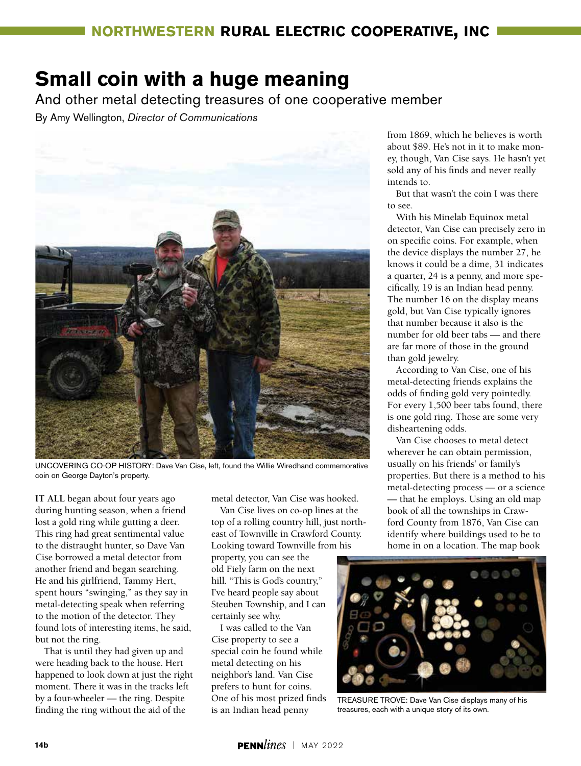# Small coin with a huge meaning

## And other metal detecting treasures of one cooperative member

By Amy Wellington, *Director of Communications*

UNCOVERING CO-OP HISTORY: Dave Van Cise, left, found the Willie Wiredhand commemorative coin on George Dayton's property.

**IT ALL** began about four years ago during hunting season, when a friend lost a gold ring while gutting a deer. This ring had great sentimental value to the distraught hunter, so Dave Van Cise borrowed a metal detector from another friend and began searching. He and his girlfriend, Tammy Hert, spent hours "swinging," as they say in metal-detecting speak when referring to the motion of the detector. They found lots of interesting items, he said, but not the ring.

That is until they had given up and were heading back to the house. Hert happened to look down at just the right moment. There it was in the tracks left by a four-wheeler — the ring. Despite finding the ring without the aid of the metal detector, Van Cise was hooked.

Van Cise lives on co-op lines at the top of a rolling country hill, just northeast of Townville in Crawford County. Looking toward Townville from his property, you can see the old Fiely farm on the next hill. "This is God's country," I've heard people say about Steuben Township, and I can certainly see why.

I was called to the Van Cise property to see a special coin he found while metal detecting on his neighbor's land. Van Cise prefers to hunt for coins. One of his most prized finds is an Indian head penny from 1869, which he believes is worth about $89. He's not in it to make money, though, Van Cise says. He hasn't yet sold any of his finds and never really intends to.

But that wasn't the coin I was there to see.

With his Minelab Equinox metal detector, Van Cise can precisely zero in on specific coins. For example, when the device displays the number 27, he knows it could be a dime, 31 indicates a quarter, 24 is a penny, and more specifically, 19 is an Indian head penny. The number 16 on the display means gold, but Van Cise typically ignores that number because it also is the number for old beer tabs — and there are far more of those in the ground than gold jewelry.

According to Van Cise, one of his metal-detecting friends explains the odds of finding gold very pointedly. For every 1,500 beer tabs found, there is one gold ring. Those are some very disheartening odds.

Van Cise chooses to metal detect wherever he can obtain permission, usually on his friends' or family's properties. But there is a method to his metal-detecting process — or a science — that he employs. Using an old map book of all the townships in Crawford County from 1876, Van Cise can identify where buildings used to be to home in on a location. The map book

TREASURE TROVE: Dave Van Cise displays many of his treasures, each with a unique story of its own.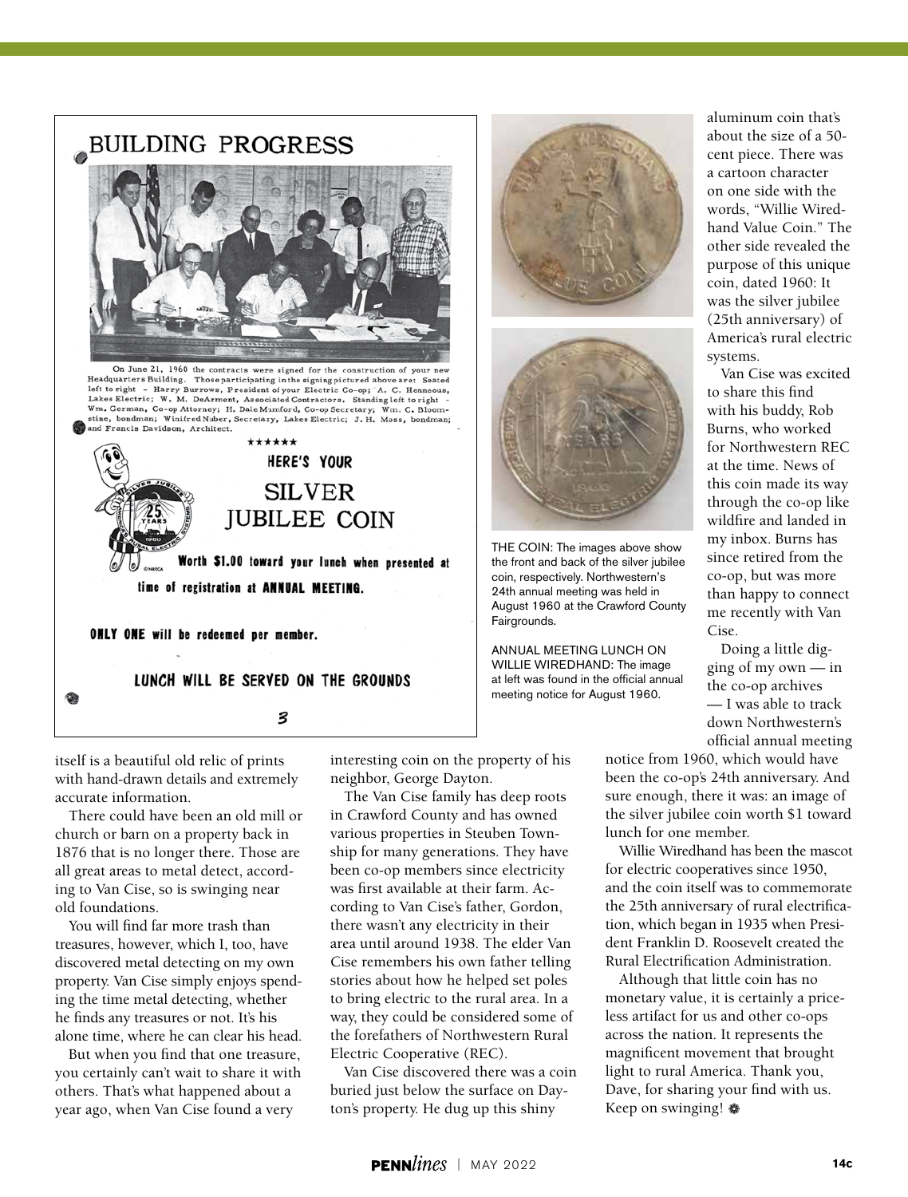## BUILDING PROGRESS

On June 21, 1960 the contracts were signed for the construction of your new Headquarters Building. Those participating in the signing pictured above are: Seated left to right - Harry Burrows, President of your Electric Co-op; A. C. Henneous, Lakes Electric; W. M. DeArment, Associated Contractors. Standing left to right - Wm. Gorman, Co-op Attorney; H. Dale Mamford, Co-op Secretary; Wm. C. Bloomstine, bondman; Winifred Nuber, Secretary, Lakes Electric; J. H. Moss, bondman; and Francis Davidson, Architect.

★★★★★★

**HERE'S YOUR**

**SILVER JUBILEE COIN**

**Worth $1.00 toward your lunch when presented at time of registration at ANNUAL MEETING.**

**ONLY ONE will be redeemed per member.**

**LUNCH WILL BE SERVED ON THE GROUNDS**

THE COIN: The images above show the front and back of the silver jubilee coin, respectively. Northwestern's 24th annual meeting was held in August 1960 at the Crawford County Fairgrounds.

ANNUAL MEETING LUNCH ON WILLIE WIREDHAND: The image at left was found in the official annual meeting notice for August 1960.

itself is a beautiful old relic of prints with hand-drawn details and extremely accurate information.

There could have been an old mill or church or barn on a property back in 1876 that is no longer there. Those are all great areas to metal detect, according to Van Cise, so is swinging near old foundations.

You will find far more trash than treasures, however, which I, too, have discovered metal detecting on my own property. Van Cise simply enjoys spending the time metal detecting, whether he finds any treasures or not. It's his alone time, where he can clear his head.

But when you find that one treasure, you certainly can't wait to share it with others. That's what happened about a year ago, when Van Cise found a very interesting coin on the property of his neighbor, George Dayton.

The Van Cise family has deep roots in Crawford County and has owned various properties in Steuben Township for many generations. They have been co-op members since electricity was first available at their farm. According to Van Cise's father, Gordon, there wasn't any electricity in their area until around 1938. The elder Van Cise remembers his own father telling stories about how he helped set poles to bring electric to the rural area. In a way, they could be considered some of the forefathers of Northwestern Rural Electric Cooperative (REC).

Van Cise discovered there was a coin buried just below the surface on Dayton's property. He dug up this shiny aluminum coin that's about the size of a 50-cent piece. There was a cartoon character on one side with the words, "Willie Wiredhand Value Coin." The other side revealed the purpose of this unique coin, dated 1960: It was the silver jubilee (25th anniversary) of America's rural electric systems.

Van Cise was excited to share this find with his buddy, Rob Burns, who worked for Northwestern REC at the time. News of this coin made its way through the co-op like wildfire and landed in my inbox. Burns has since retired from the co-op, but was more than happy to connect me recently with Van Cise.

Doing a little digging of my own — in the co-op archives — I was able to track down Northwestern's official annual meeting notice from 1960, which would have been the co-op's 24th anniversary. And sure enough, there it was: an image of the silver jubilee coin worth $1 toward lunch for one member.

Willie Wiredhand has been the mascot for electric cooperatives since 1950, and the coin itself was to commemorate the 25th anniversary of rural electrification, which began in 1935 when President Franklin D. Roosevelt created the Rural Electrification Administration.

Although that little coin has no monetary value, it is certainly a priceless artifact for us and other co-ops across the nation. It represents the magnificent movement that brought light to rural America. Thank you, Dave, for sharing your find with us. Keep on swinging!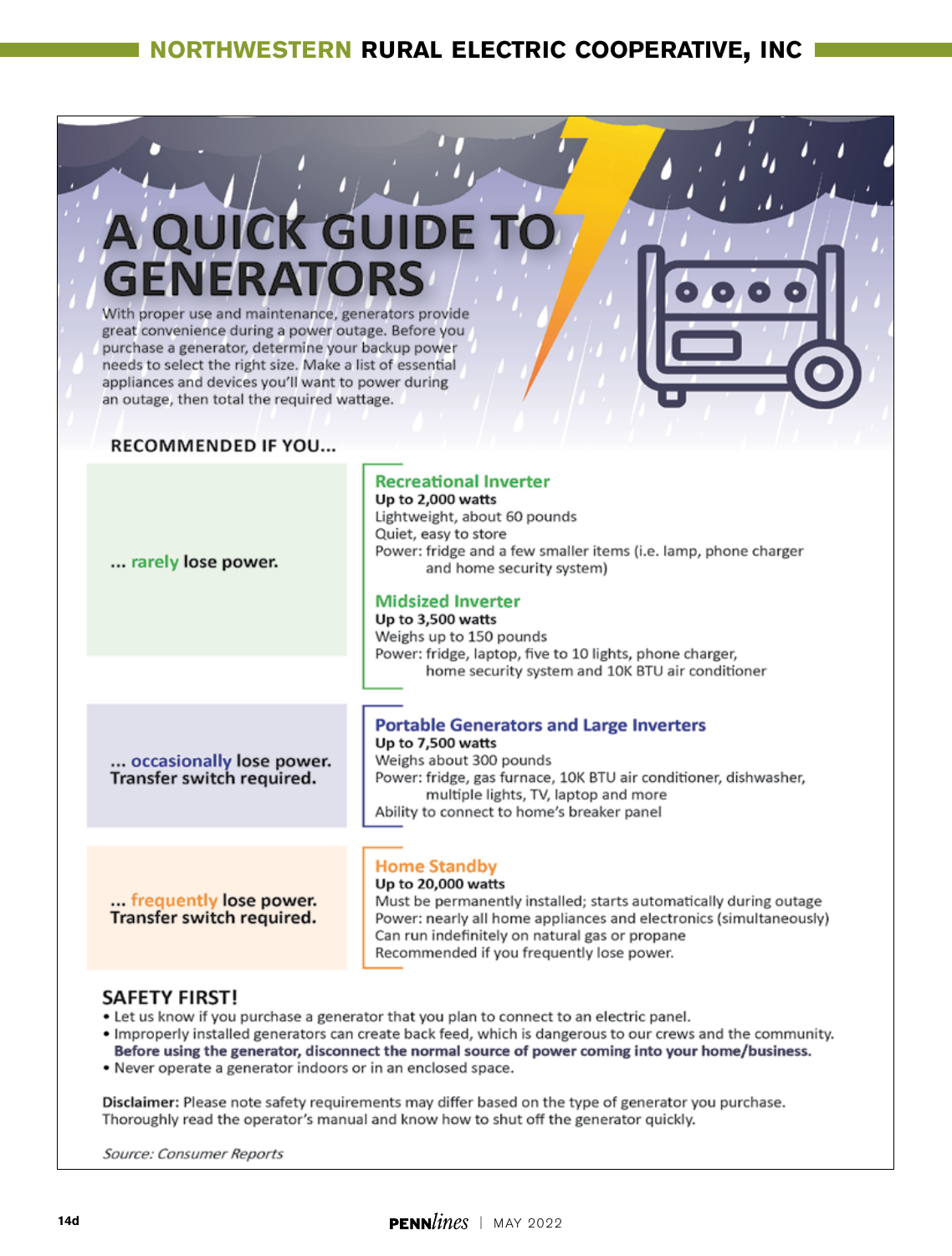# A QUICK GUIDE TO GENERATORS

With proper use and maintenance, generators provide great convenience during a power outage. Before you purchase a generator, determine your backup power needs to select the right size. Make a list of essential appliances and devices you'll want to power during an outage, then total the required wattage.

## RECOMMENDED IF YOU...

**... rarely lose power.**

### Recreational Inverter

**Up to 2,000 watts**
Lightweight, about 60 pounds
Quiet, easy to store
Power: fridge and a few smaller items (i.e. lamp, phone charger and home security system)

### Midsized Inverter

**Up to 3,500 watts**
Weighs up to 150 pounds
Power: fridge, laptop, five to 10 lights, phone charger, home security system and 10K BTU air conditioner

**... occasionally lose power. Transfer switch required.**

### Portable Generators and Large Inverters

**Up to 7,500 watts**
Weighs about 300 pounds
Power: fridge, gas furnace, 10K BTU air conditioner, dishwasher, multiple lights, TV, laptop and more
Ability to connect to home's breaker panel

**... frequently lose power. Transfer switch required.**

### Home Standby

**Up to 20,000 watts**
Must be permanently installed; starts automatically during outage
Power: nearly all home appliances and electronics (simultaneously)
Can run indefinitely on natural gas or propane
Recommended if you frequently lose power.

## SAFETY FIRST!

- Let us know if you purchase a generator that you plan to connect to an electric panel.
- Improperly installed generators can create back feed, which is dangerous to our crews and the community. **Before using the generator, disconnect the normal source of power coming into your home/business.**
- Never operate a generator indoors or in an enclosed space.

**Disclaimer:** Please note safety requirements may differ based on the type of generator you purchase. Thoroughly read the operator's manual and know how to shut off the generator quickly.

*Source: Consumer Reports*